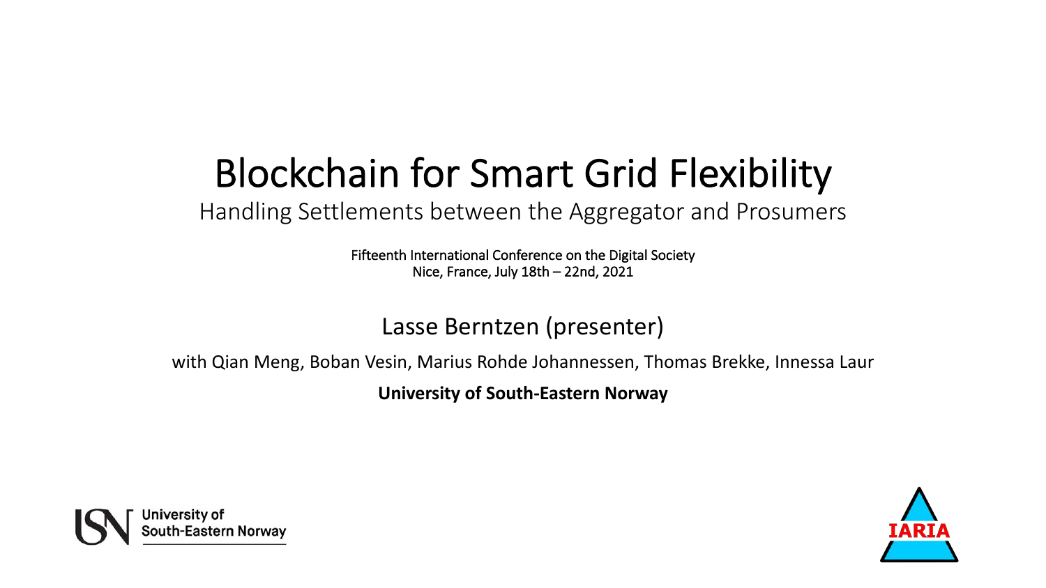# Blockchain for Smart Grid Flexibility

Handling Settlements between the Aggregator and Prosumers

Fifteenth International Conference on the Digital Society
Nice, France, July 18th – 22nd, 2021

Lasse Berntzen (presenter)

with Qian Meng, Boban Vesin, Marius Rohde Johannessen, Thomas Brekke, Innessa Laur

**University of South-Eastern Norway**

University of South-Eastern Norway

IARIA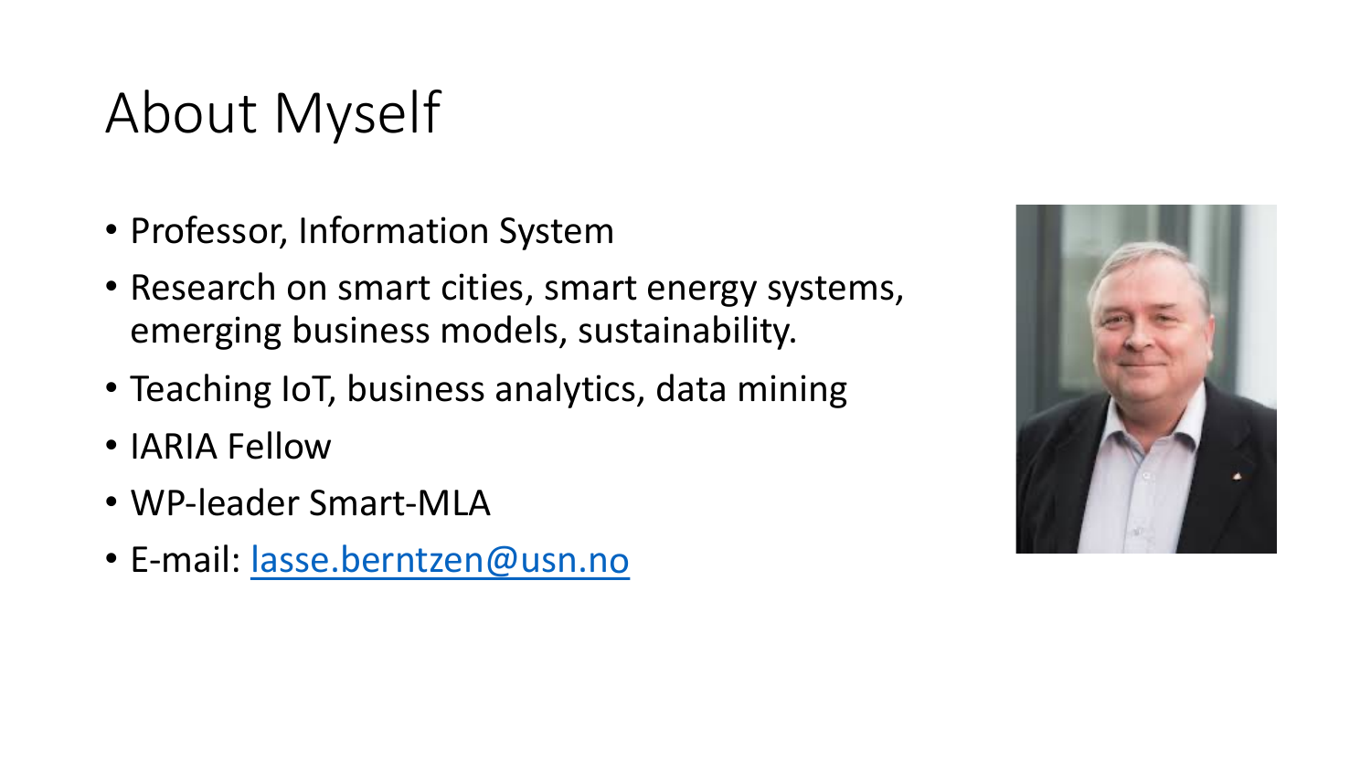# About Myself

- Professor, Information System
- Research on smart cities, smart energy systems, emerging business models, sustainability.
- Teaching IoT, business analytics, data mining
- IARIA Fellow
- WP-leader Smart-MLA
- E-mail: [lasse.berntzen@usn.no](mailto:lasse.berntzen@usn.no)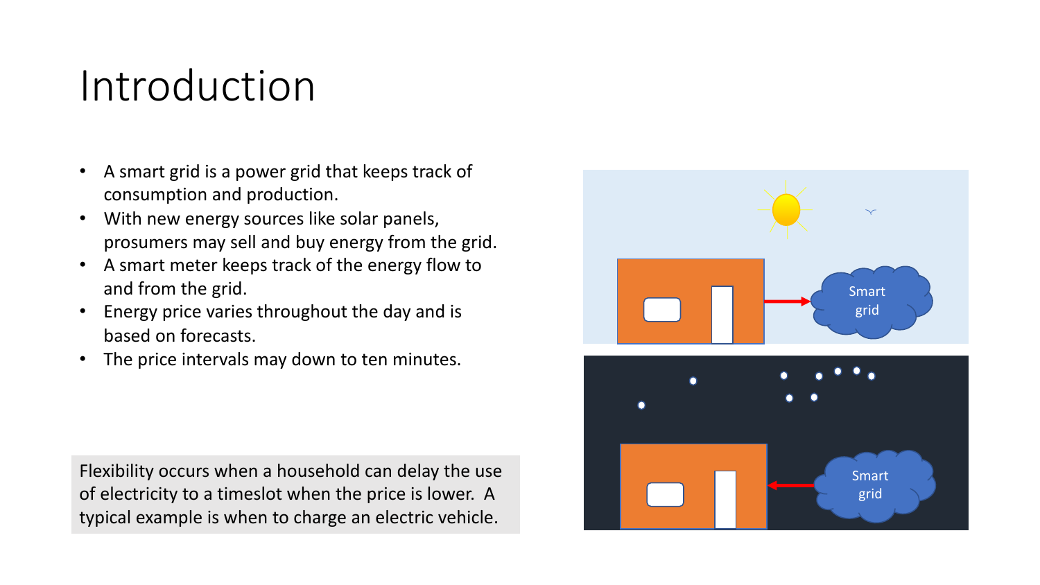# Introduction

- A smart grid is a power grid that keeps track of consumption and production.
- With new energy sources like solar panels, prosumers may sell and buy energy from the grid.
- A smart meter keeps track of the energy flow to and from the grid.
- Energy price varies throughout the day and is based on forecasts.
- The price intervals may down to ten minutes.

Flexibility occurs when a household can delay the use of electricity to a timeslot when the price is lower. A typical example is when to charge an electric vehicle.

Smart grid

Smart grid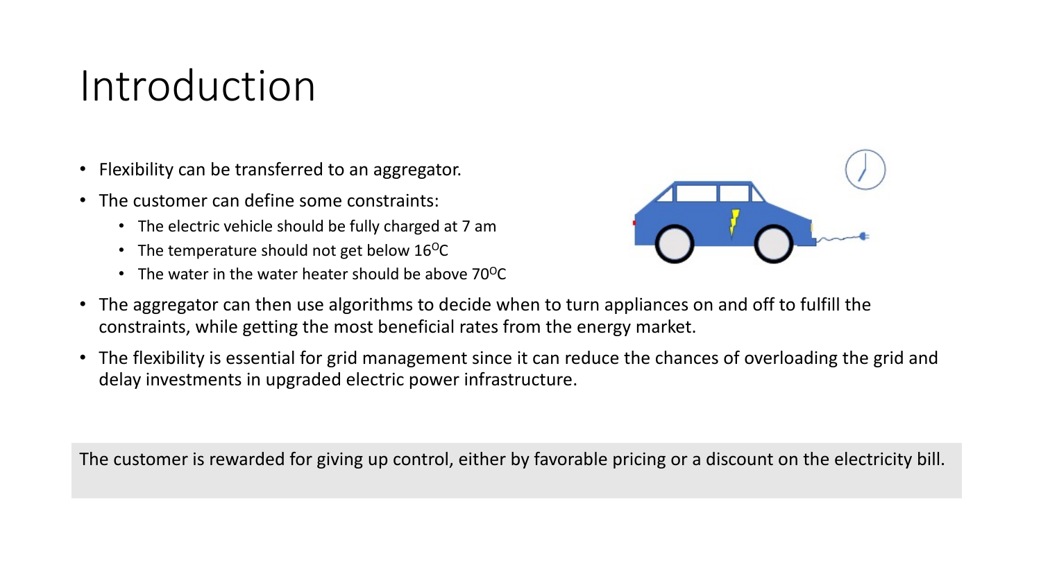# Introduction

- Flexibility can be transferred to an aggregator.
- The customer can define some constraints:
  - The electric vehicle should be fully charged at 7 am
  - The temperature should not get below 16$^{O}$C
  - The water in the water heater should be above 70$^{O}$C
- The aggregator can then use algorithms to decide when to turn appliances on and off to fulfill the constraints, while getting the most beneficial rates from the energy market.
- The flexibility is essential for grid management since it can reduce the chances of overloading the grid and delay investments in upgraded electric power infrastructure.

The customer is rewarded for giving up control, either by favorable pricing or a discount on the electricity bill.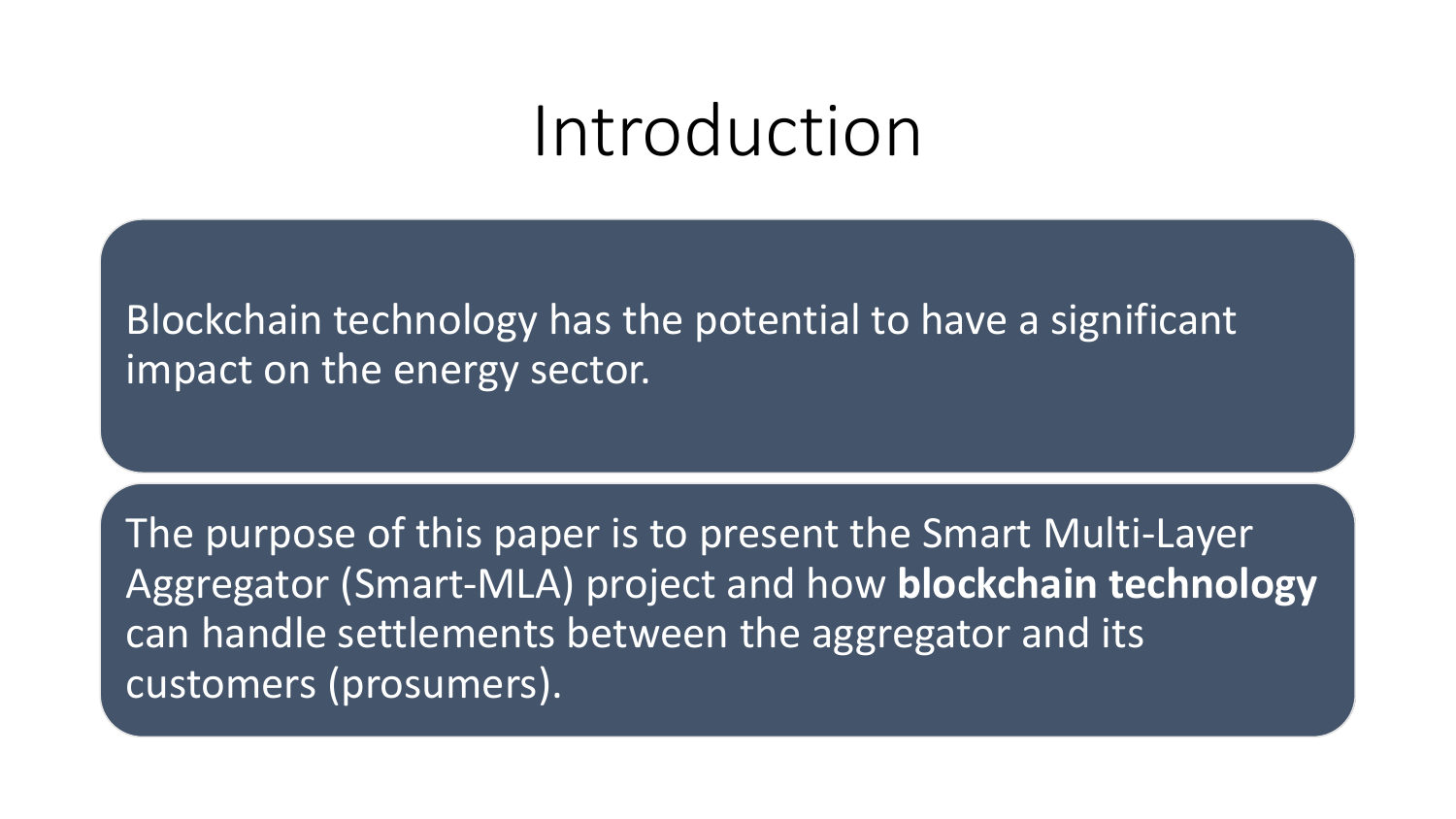# Introduction

Blockchain technology has the potential to have a significant impact on the energy sector.

The purpose of this paper is to present the Smart Multi-Layer Aggregator (Smart-MLA) project and how **blockchain technology** can handle settlements between the aggregator and its customers (prosumers).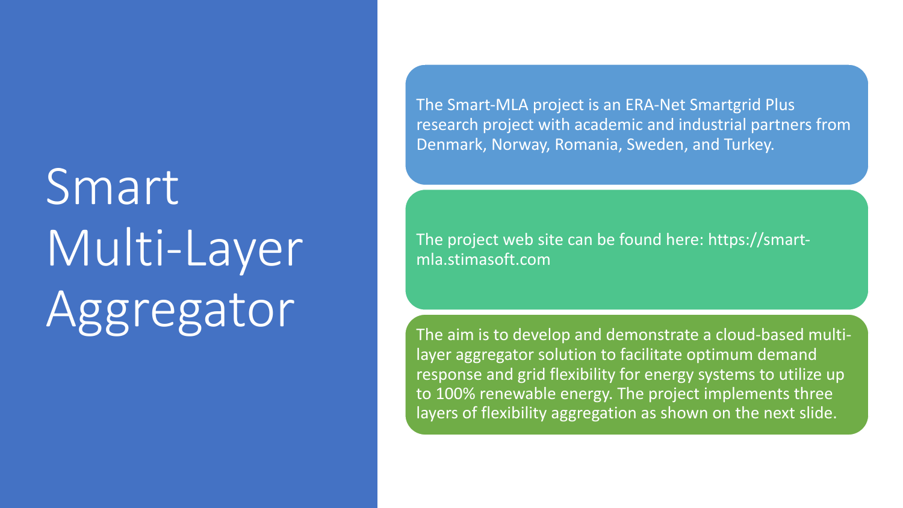# Smart Multi-Layer Aggregator

The Smart-MLA project is an ERA-Net Smartgrid Plus research project with academic and industrial partners from Denmark, Norway, Romania, Sweden, and Turkey.

The project web site can be found here: https://smart-mla.stimasoft.com

The aim is to develop and demonstrate a cloud-based multi-layer aggregator solution to facilitate optimum demand response and grid flexibility for energy systems to utilize up to 100% renewable energy. The project implements three layers of flexibility aggregation as shown on the next slide.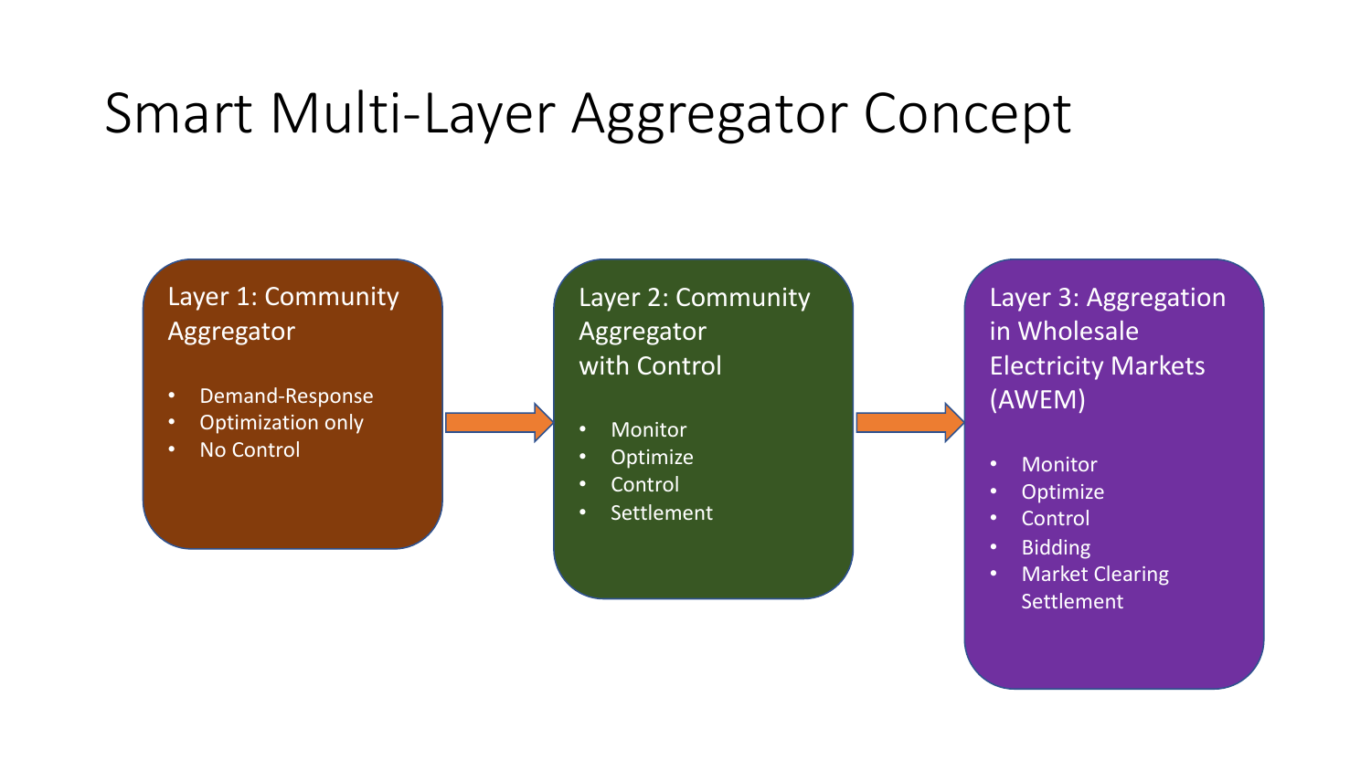# Smart Multi-Layer Aggregator Concept

## Layer 1: Community Aggregator

- Demand-Response
- Optimization only
- No Control

## Layer 2: Community Aggregator with Control

- Monitor
- Optimize
- Control
- Settlement

## Layer 3: Aggregation in Wholesale Electricity Markets (AWEM)

- Monitor
- Optimize
- Control
- Bidding
- Market Clearing Settlement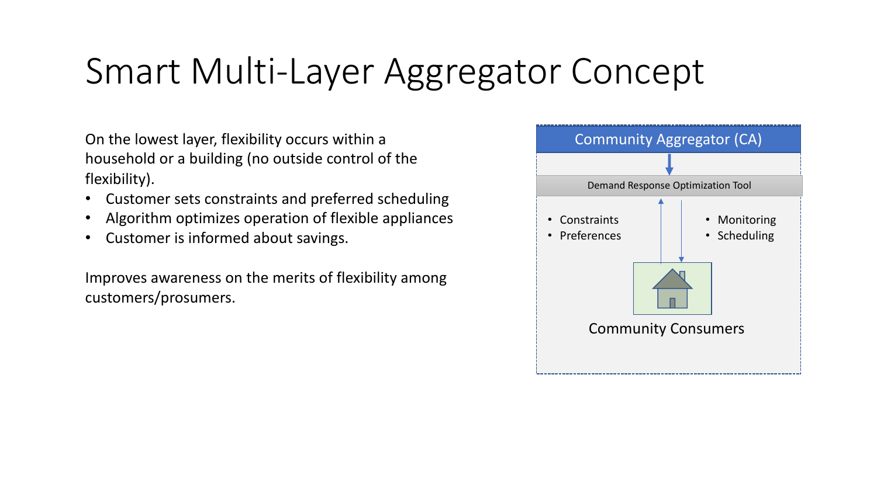# Smart Multi-Layer Aggregator Concept

On the lowest layer, flexibility occurs within a household or a building (no outside control of the flexibility).

- Customer sets constraints and preferred scheduling
- Algorithm optimizes operation of flexible appliances
- Customer is informed about savings.

Improves awareness on the merits of flexibility among customers/prosumers.

Community Aggregator (CA)

Demand Response Optimization Tool

- Constraints
- Preferences

- Monitoring
- Scheduling

Community Consumers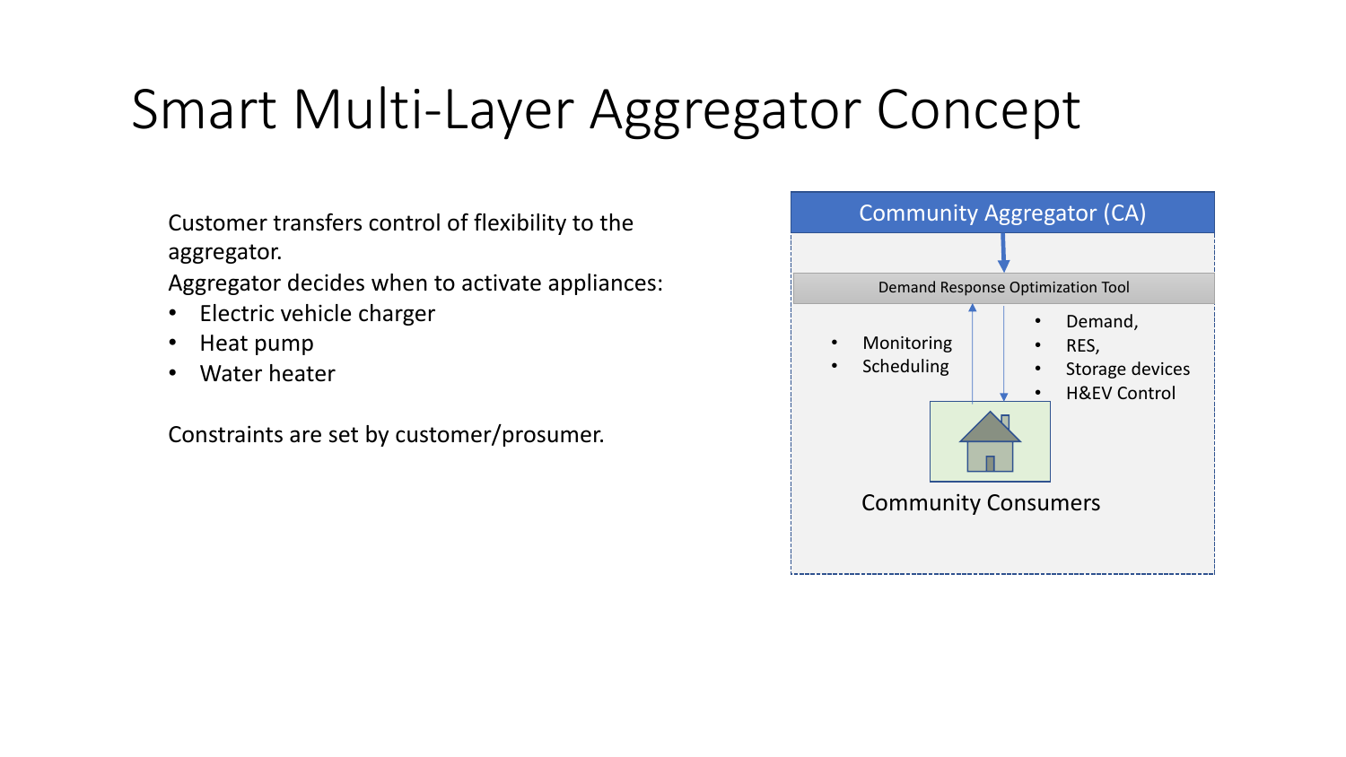# Smart Multi-Layer Aggregator Concept

Customer transfers control of flexibility to the aggregator.

Aggregator decides when to activate appliances:

- Electric vehicle charger
- Heat pump
- Water heater

Constraints are set by customer/prosumer.

Community Aggregator (CA)

Demand Response Optimization Tool

- Monitoring
- Scheduling

- Demand,
- RES,
- Storage devices
- H&EV Control

Community Consumers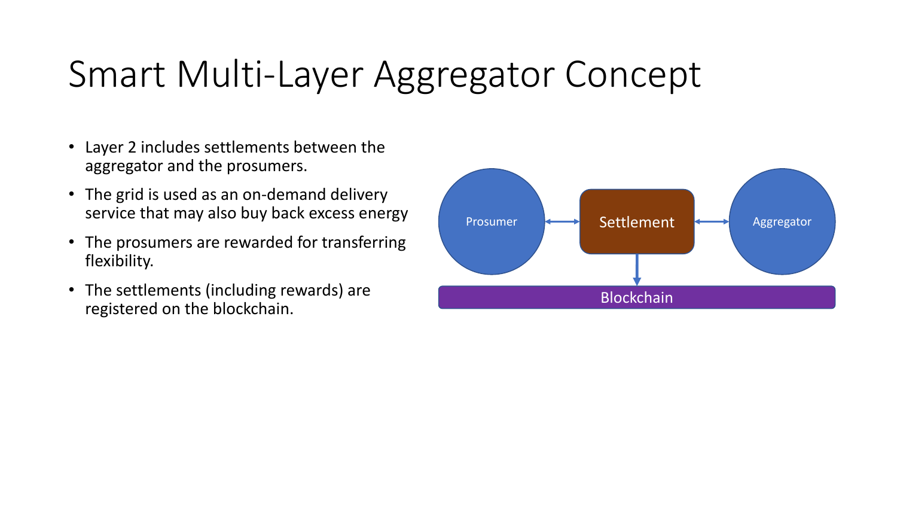# Smart Multi-Layer Aggregator Concept

- Layer 2 includes settlements between the aggregator and the prosumers.
- The grid is used as an on-demand delivery service that may also buy back excess energy
- The prosumers are rewarded for transferring flexibility.
- The settlements (including rewards) are registered on the blockchain.

Prosumer ↔ Settlement ↔ Aggregator

Settlement → Blockchain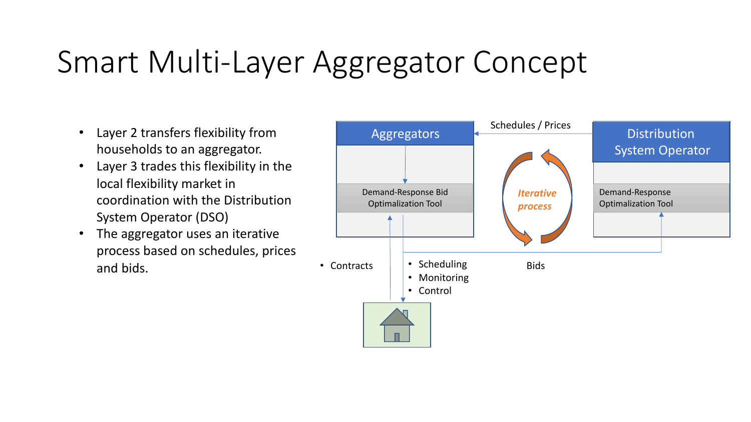# Smart Multi-Layer Aggregator Concept

- Layer 2 transfers flexibility from households to an aggregator.
- Layer 3 trades this flexibility in the local flexibility market in coordination with the Distribution System Operator (DSO)
- The aggregator uses an iterative process based on schedules, prices and bids.

Aggregators

Demand-Response Bid Optimalization Tool

Schedules / Prices

*Iterative process*

Distribution System Operator

Demand-Response Optimalization Tool

- Contracts

- Scheduling
- Monitoring
- Control

Bids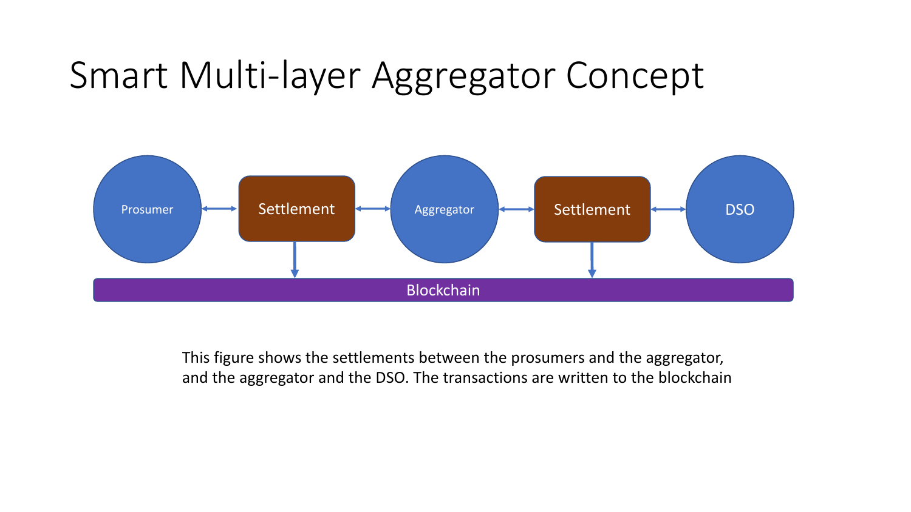# Smart Multi-layer Aggregator Concept

Prosumer ↔ Settlement ↔ Aggregator ↔ Settlement ↔ DSO

Blockchain

This figure shows the settlements between the prosumers and the aggregator, and the aggregator and the DSO. The transactions are written to the blockchain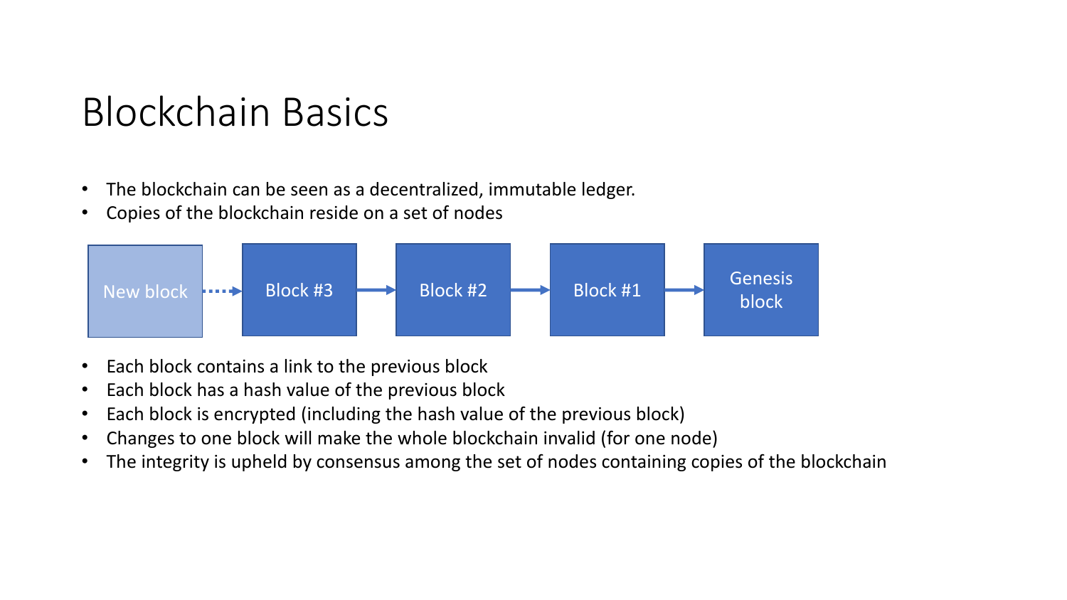# Blockchain Basics

- The blockchain can be seen as a decentralized, immutable ledger.
- Copies of the blockchain reside on a set of nodes

New block → Block #3 → Block #2 → Block #1 → Genesis block

- Each block contains a link to the previous block
- Each block has a hash value of the previous block
- Each block is encrypted (including the hash value of the previous block)
- Changes to one block will make the whole blockchain invalid (for one node)
- The integrity is upheld by consensus among the set of nodes containing copies of the blockchain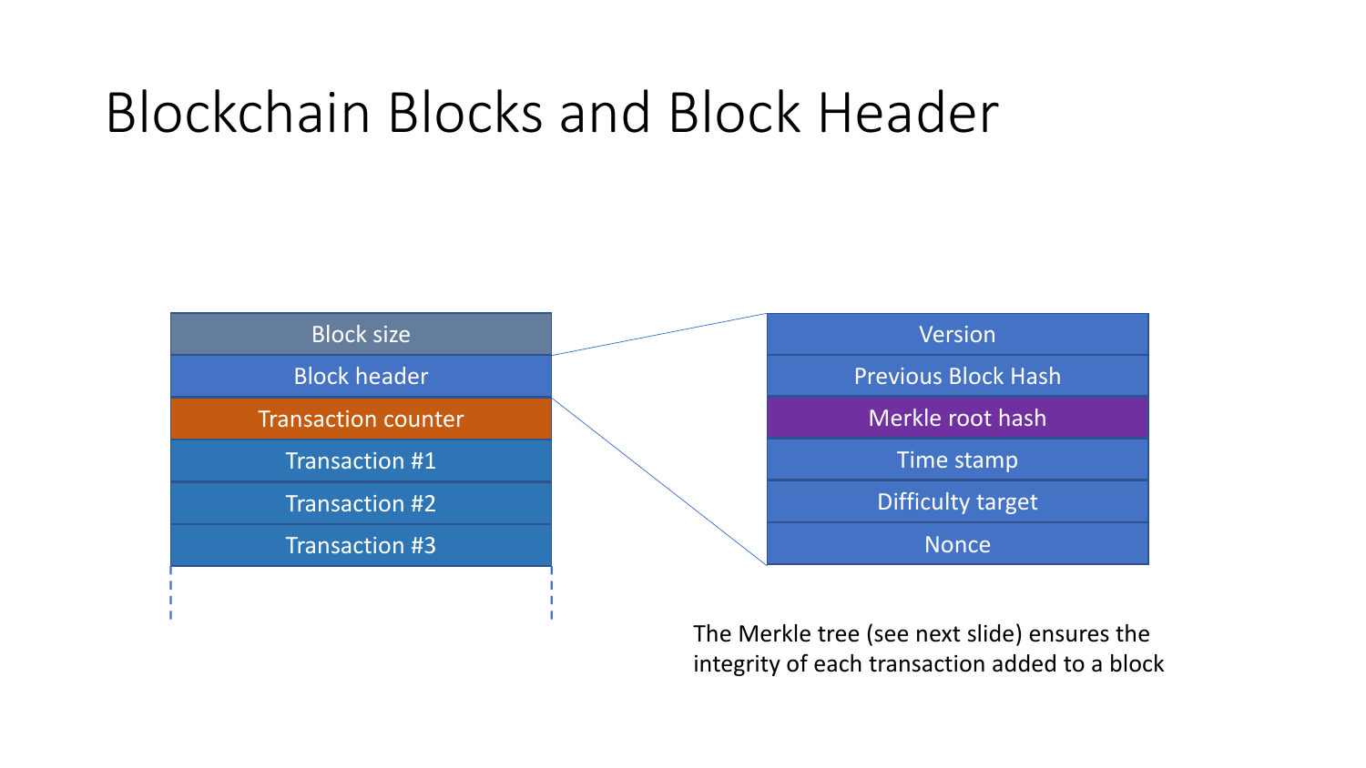# Blockchain Blocks and Block Header

| Block |
| --- |
| Block size |
| Block header |
| Transaction counter |
| Transaction #1 |
| Transaction #2 |
| Transaction #3 |

| Block header |
| --- |
| Version |
| Previous Block Hash |
| Merkle root hash |
| Time stamp |
| Difficulty target |
| Nonce |

The Merkle tree (see next slide) ensures the integrity of each transaction added to a block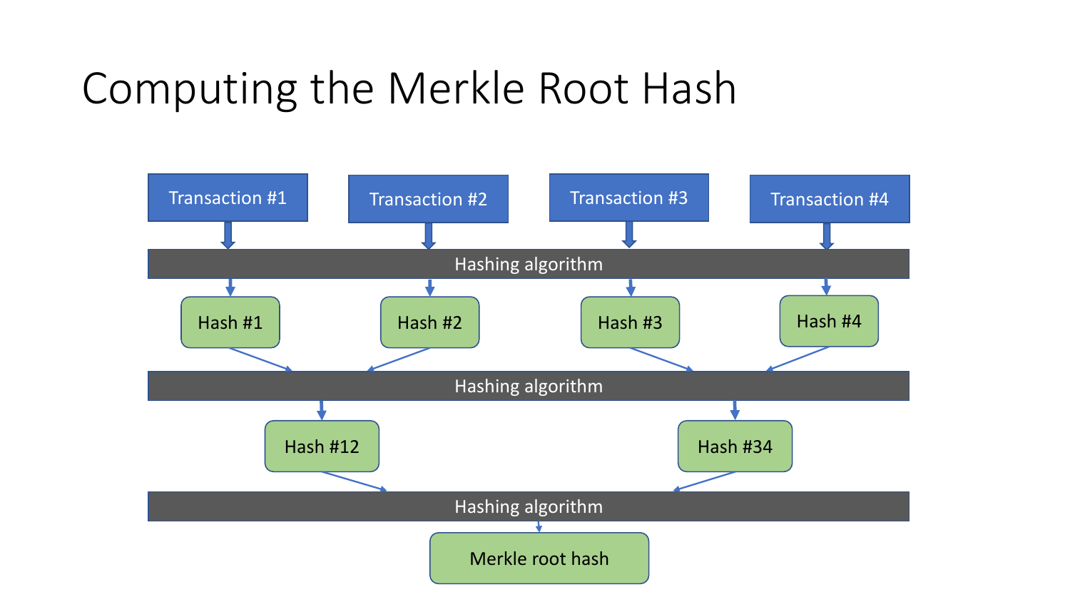# Computing the Merkle Root Hash

Transaction #1 | Transaction #2 | Transaction #3 | Transaction #4

Hashing algorithm

Hash #1 | Hash #2 | Hash #3 | Hash #4

Hashing algorithm

Hash #12 | Hash #34

Hashing algorithm

Merkle root hash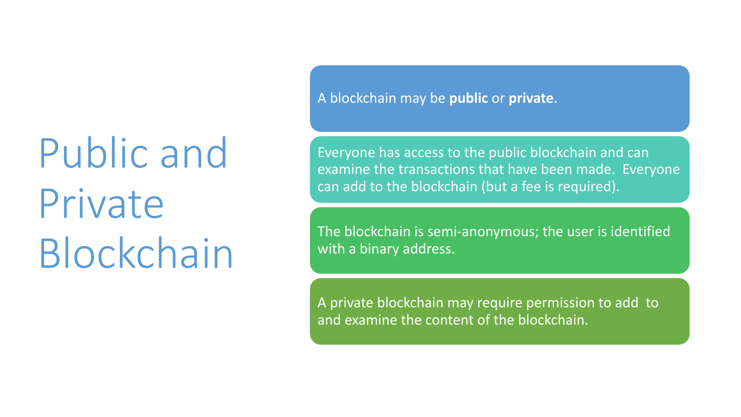# Public and Private Blockchain

A blockchain may be **public** or **private**.

Everyone has access to the public blockchain and can examine the transactions that have been made. Everyone can add to the blockchain (but a fee is required).

The blockchain is semi-anonymous; the user is identified with a binary address.

A private blockchain may require permission to add to and examine the content of the blockchain.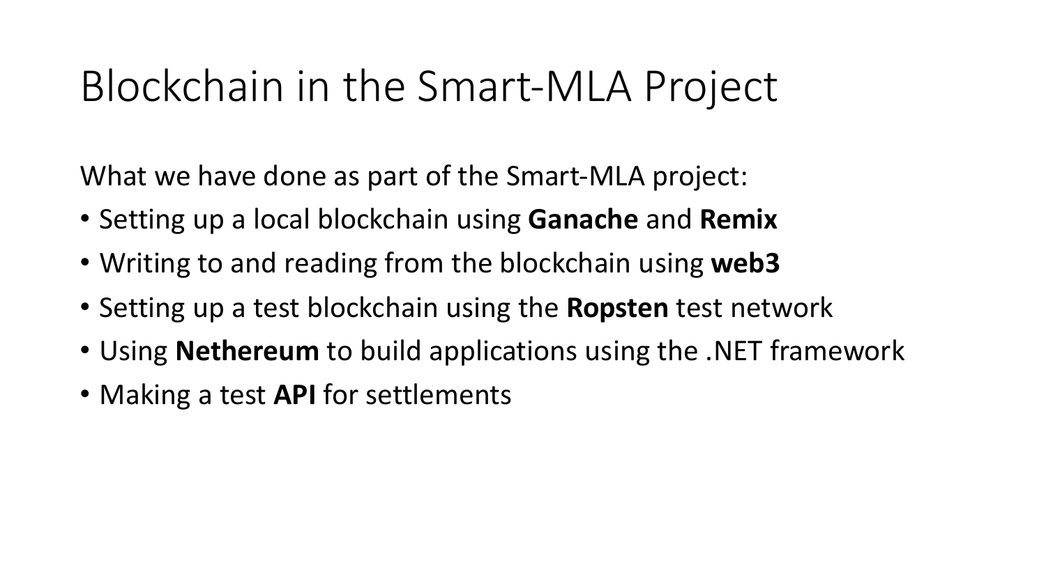# Blockchain in the Smart-MLA Project

What we have done as part of the Smart-MLA project:

- Setting up a local blockchain using **Ganache** and **Remix**
- Writing to and reading from the blockchain using **web3**
- Setting up a test blockchain using the **Ropsten** test network
- Using **Nethereum** to build applications using the .NET framework
- Making a test **API** for settlements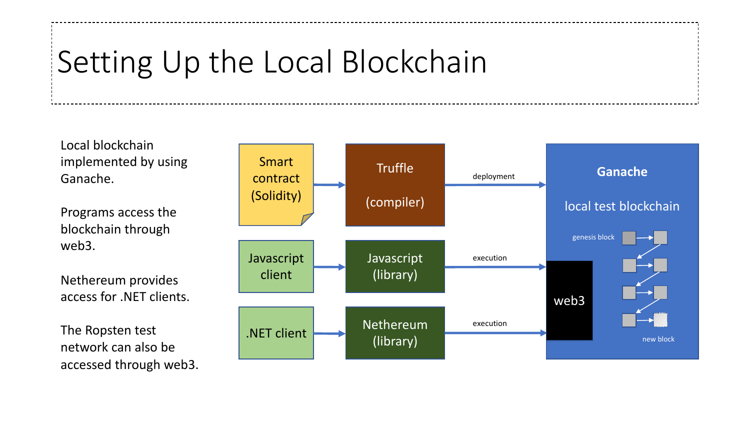# Setting Up the Local Blockchain

Local blockchain implemented by using Ganache.

Programs access the blockchain through web3.

Nethereum provides access for .NET clients.

The Ropsten test network can also be accessed through web3.

Smart contract (Solidity) → Truffle (compiler) → deployment → Ganache

Javascript client → Javascript (library) → execution → web3

.NET client → Nethereum (library) → execution → web3

Ganache

local test blockchain

genesis block

web3

new block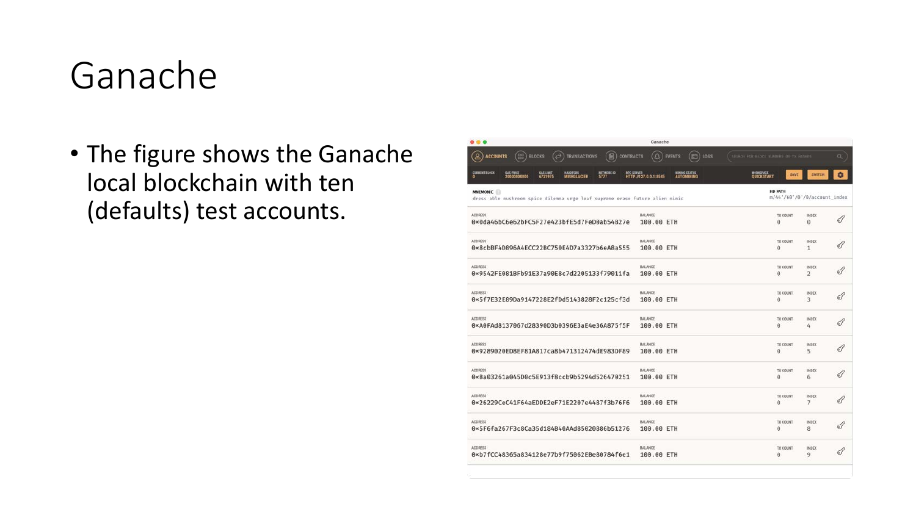# Ganache

- The figure shows the Ganache local blockchain with ten (defaults) test accounts.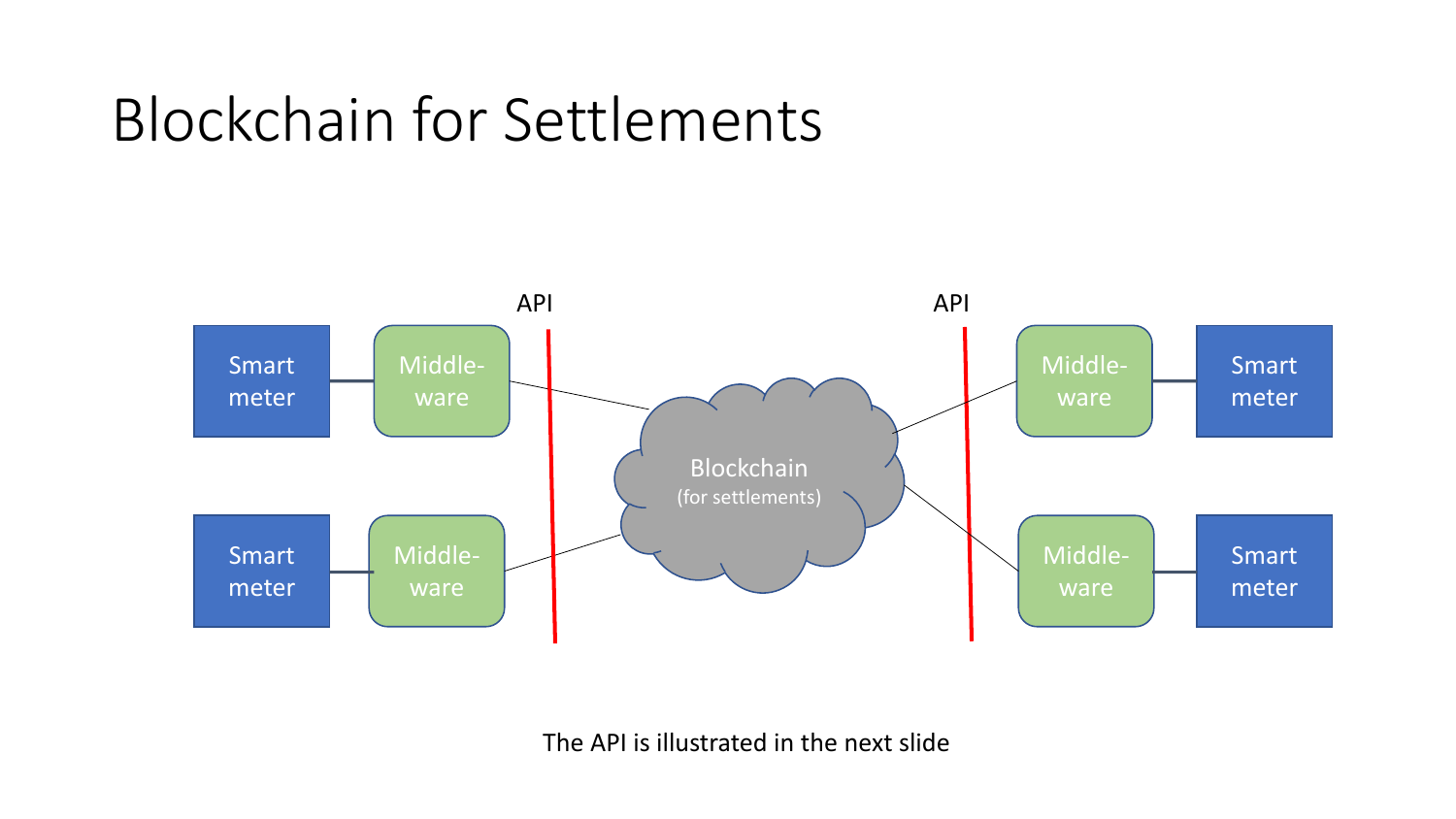# Blockchain for Settlements

API

API

Smart meter

Middle-ware

Smart meter

Middle-ware

Blockchain
(for settlements)

Middle-ware

Smart meter

Middle-ware

Smart meter

The API is illustrated in the next slide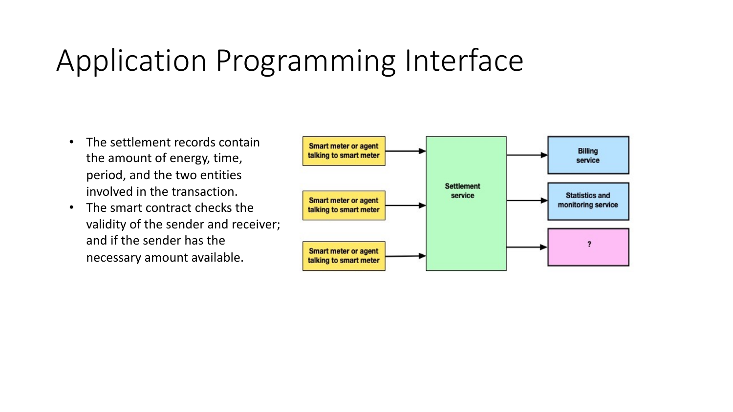# Application Programming Interface

- The settlement records contain the amount of energy, time, period, and the two entities involved in the transaction.
- The smart contract checks the validity of the sender and receiver; and if the sender has the necessary amount available.

Smart meter or agent talking to smart meter

Smart meter or agent talking to smart meter

Smart meter or agent talking to smart meter

Settlement service

Billing service

Statistics and monitoring service

?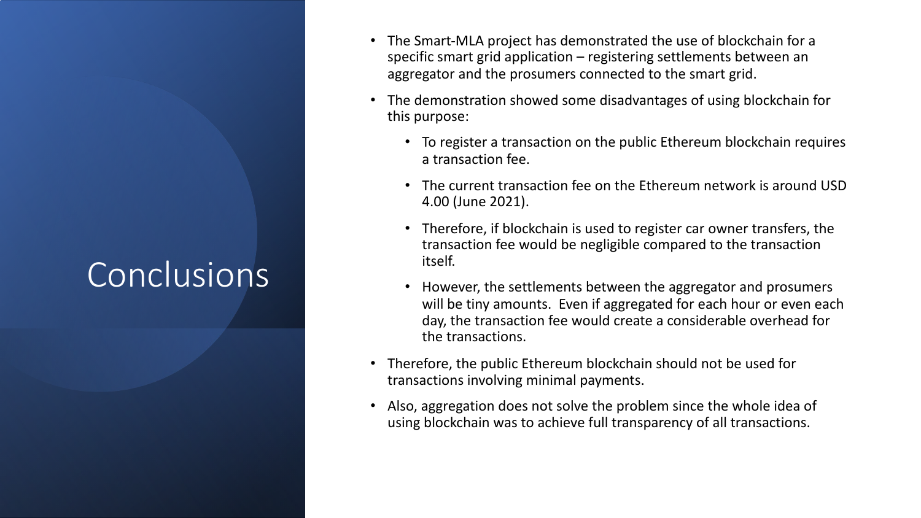# Conclusions

- The Smart-MLA project has demonstrated the use of blockchain for a specific smart grid application – registering settlements between an aggregator and the prosumers connected to the smart grid.
- The demonstration showed some disadvantages of using blockchain for this purpose:
  - To register a transaction on the public Ethereum blockchain requires a transaction fee.
  - The current transaction fee on the Ethereum network is around USD 4.00 (June 2021).
  - Therefore, if blockchain is used to register car owner transfers, the transaction fee would be negligible compared to the transaction itself.
  - However, the settlements between the aggregator and prosumers will be tiny amounts. Even if aggregated for each hour or even each day, the transaction fee would create a considerable overhead for the transactions.
- Therefore, the public Ethereum blockchain should not be used for transactions involving minimal payments.
- Also, aggregation does not solve the problem since the whole idea of using blockchain was to achieve full transparency of all transactions.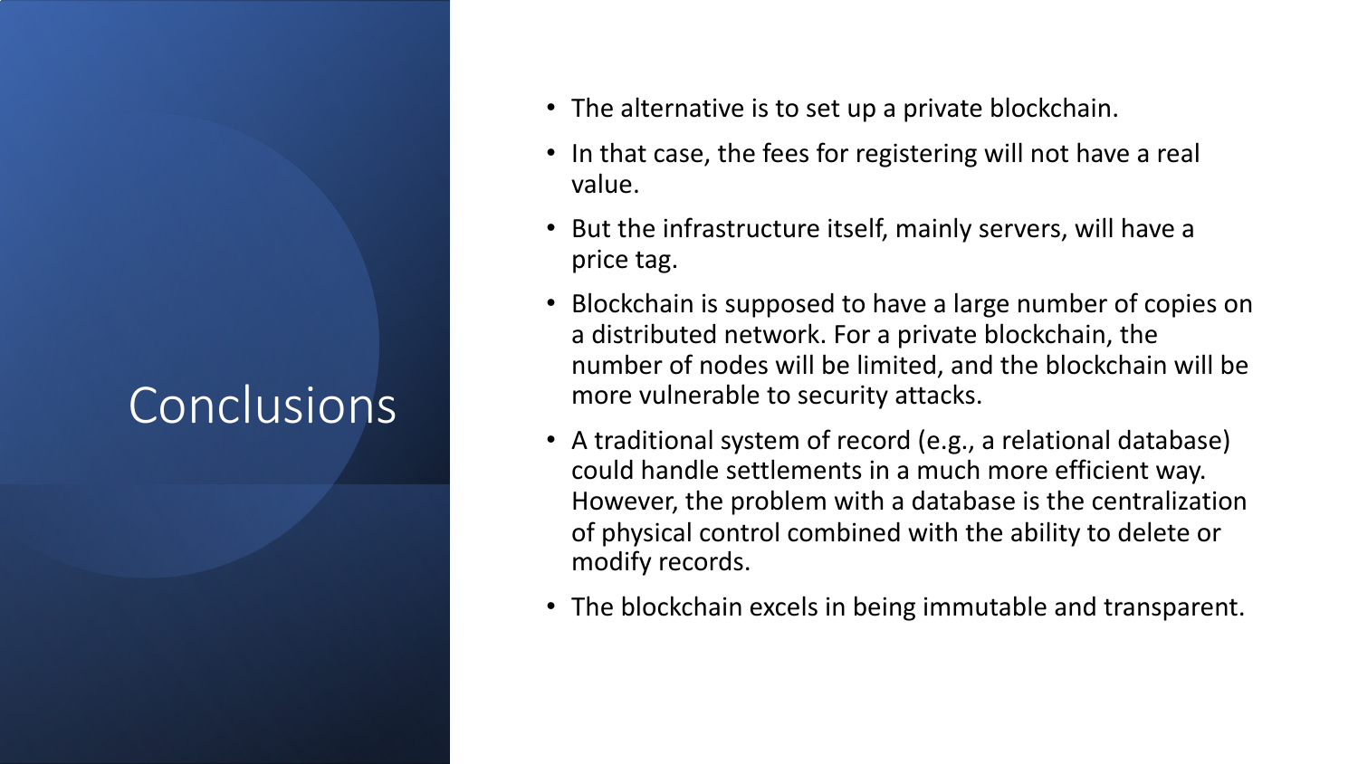# Conclusions

- The alternative is to set up a private blockchain.
- In that case, the fees for registering will not have a real value.
- But the infrastructure itself, mainly servers, will have a price tag.
- Blockchain is supposed to have a large number of copies on a distributed network. For a private blockchain, the number of nodes will be limited, and the blockchain will be more vulnerable to security attacks.
- A traditional system of record (e.g., a relational database) could handle settlements in a much more efficient way. However, the problem with a database is the centralization of physical control combined with the ability to delete or modify records.
- The blockchain excels in being immutable and transparent.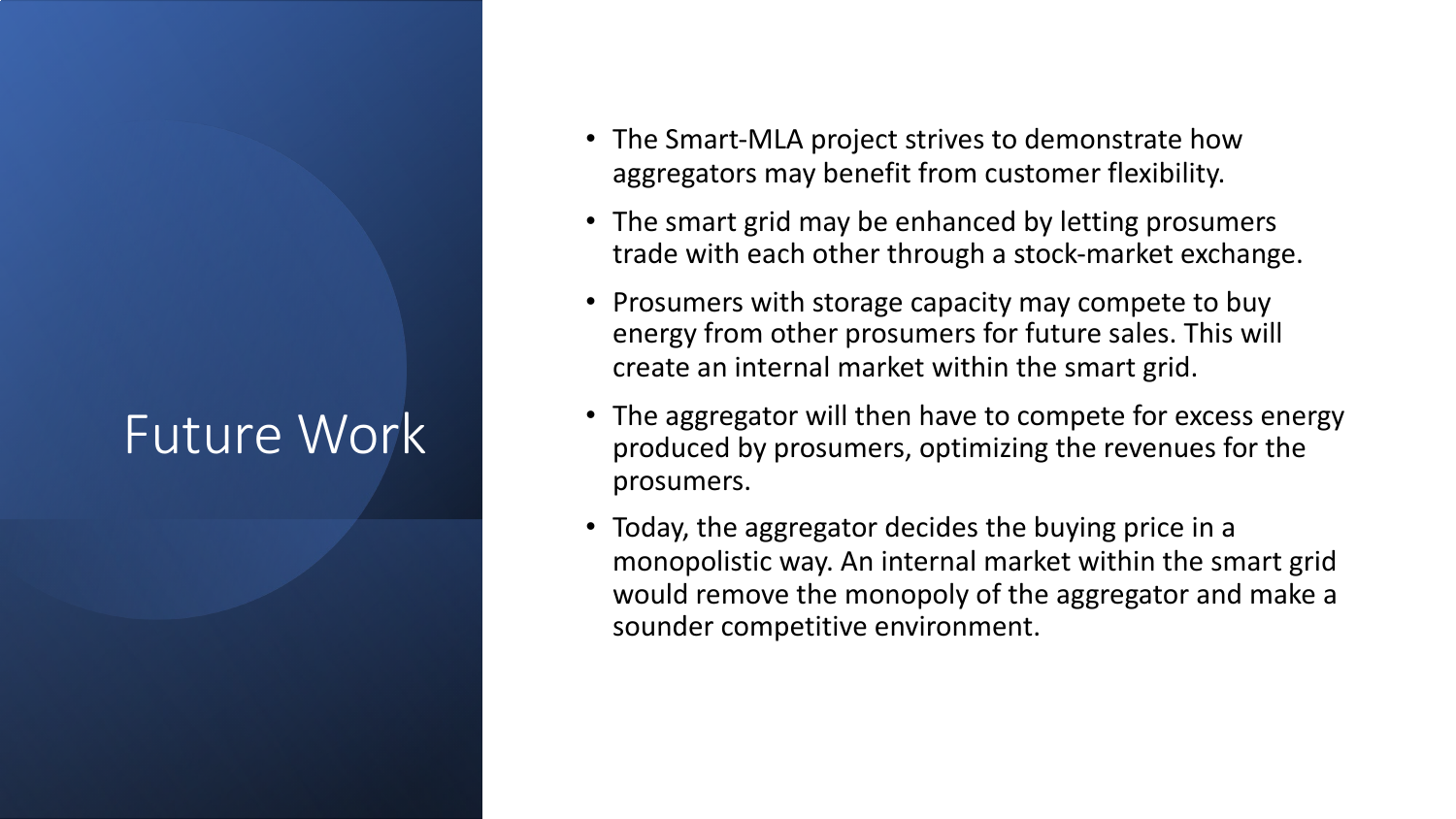# Future Work

- The Smart-MLA project strives to demonstrate how aggregators may benefit from customer flexibility.
- The smart grid may be enhanced by letting prosumers trade with each other through a stock-market exchange.
- Prosumers with storage capacity may compete to buy energy from other prosumers for future sales. This will create an internal market within the smart grid.
- The aggregator will then have to compete for excess energy produced by prosumers, optimizing the revenues for the prosumers.
- Today, the aggregator decides the buying price in a monopolistic way. An internal market within the smart grid would remove the monopoly of the aggregator and make a sounder competitive environment.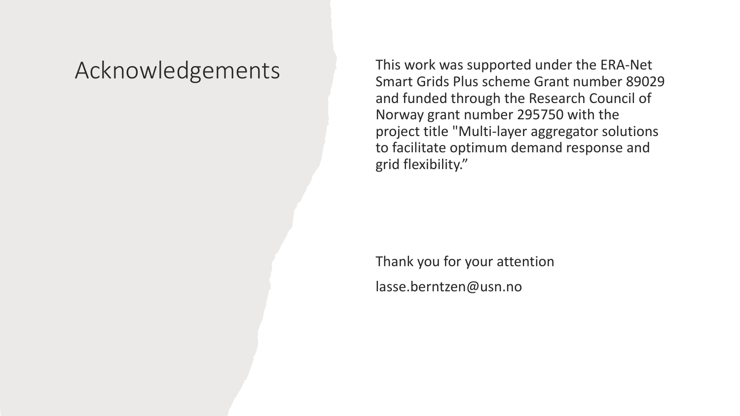# Acknowledgements

This work was supported under the ERA-Net Smart Grids Plus scheme Grant number 89029 and funded through the Research Council of Norway grant number 295750 with the project title "Multi-layer aggregator solutions to facilitate optimum demand response and grid flexibility."

Thank you for your attention

lasse.berntzen@usn.no